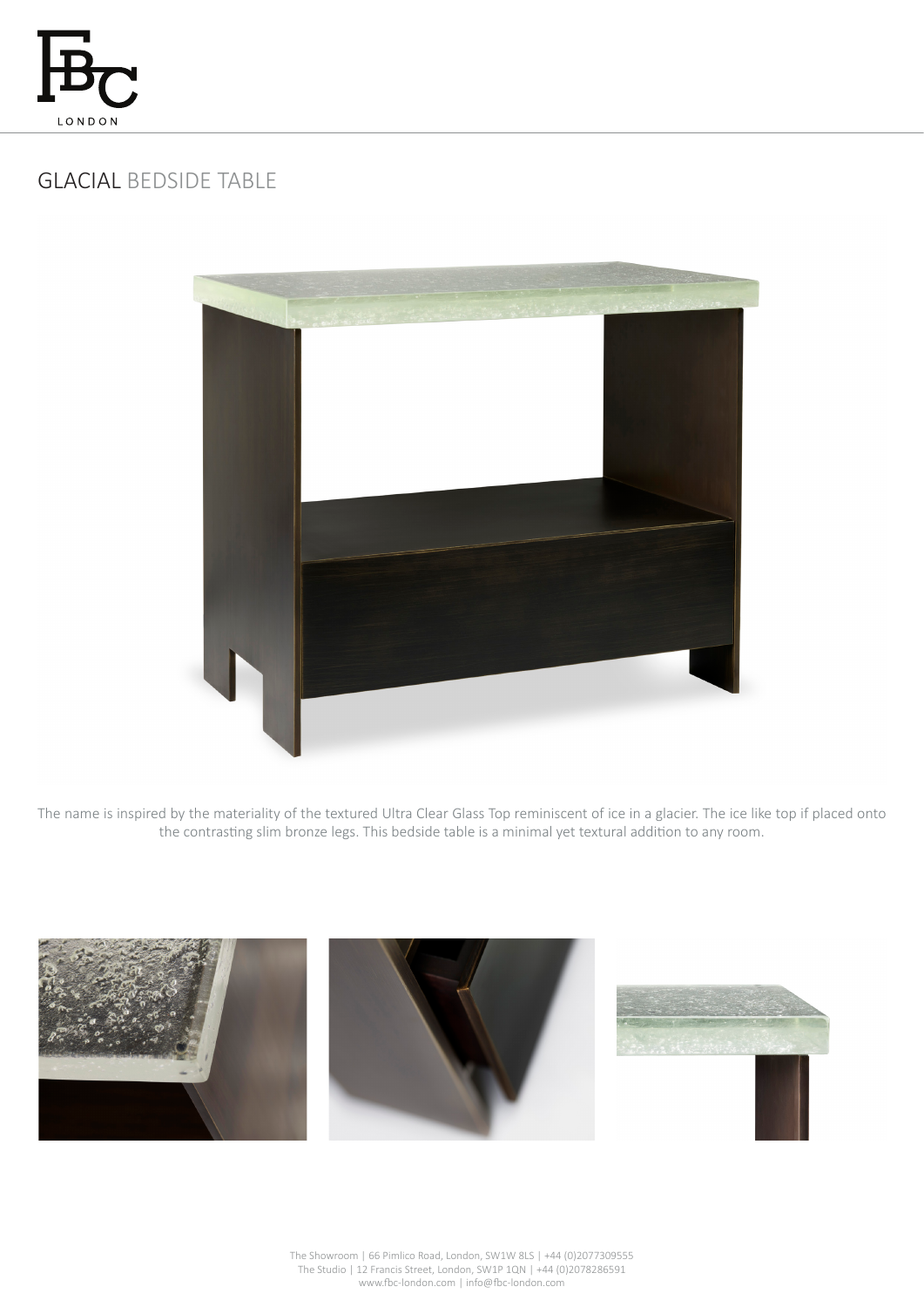# GLACIAL BEDSIDE TABLE

The name is inspired by the materiality of the textured Ultra Clear Glass Top reminiscent of ice in a glacier. The ice like top if placed onto the contrasting slim bronze legs. This bedside table is a minimal yet textural addition to any room.

The Showroom | 66 Pimlico Road, London, SW1W 8LS | +44 (0)2077309555
The Studio | 12 Francis Street, London, SW1P 1QN | +44 (0)2078286591
www.fbc-london.com | info@fbc-london.com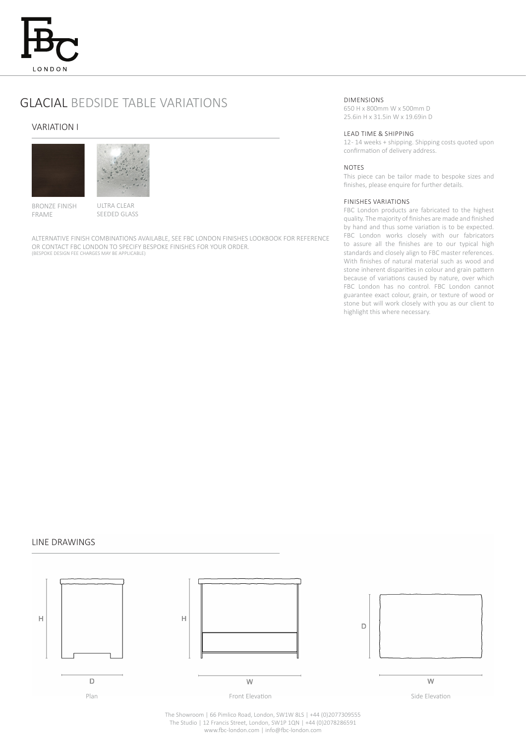# GLACIAL BEDSIDE TABLE VARIATIONS

## VARIATION I

BRONZE FINISH FRAME

ULTRA CLEAR SEEDED GLASS

ALTERNATIVE FINISH COMBINATIONS AVAILABLE, SEE FBC LONDON FINISHES LOOKBOOK FOR REFERENCE OR CONTACT FBC LONDON TO SPECIFY BESPOKE FINISHES FOR YOUR ORDER.
(BESPOKE DESIGN FEE CHARGES MAY BE APPLICABLE)

### DIMENSIONS

650 H x 800mm W x 500mm D
25.6in H x 31.5in W x 19.69in D

### LEAD TIME & SHIPPING

12- 14 weeks + shipping. Shipping costs quoted upon confirmation of delivery address.

### NOTES

This piece can be tailor made to bespoke sizes and finishes, please enquire for further details.

### FINISHES VARIATIONS

FBC London products are fabricated to the highest quality. The majority of finishes are made and finished by hand and thus some variation is to be expected. FBC London works closely with our fabricators to assure all the finishes are to our typical high standards and closely align to FBC master references. With finishes of natural material such as wood and stone inherent disparities in colour and grain pattern because of variations caused by nature, over which FBC London has no control. FBC London cannot guarantee exact colour, grain, or texture of wood or stone but will work closely with you as our client to highlight this where necessary.

## LINE DRAWINGS

H

D

Plan

H

W

Front Elevation

D

W

Side Elevation

The Showroom | 66 Pimlico Road, London, SW1W 8LS | +44 (0)2077309555
The Studio | 12 Francis Street, London, SW1P 1QN | +44 (0)2078286591
www.fbc-london.com | info@fbc-london.com